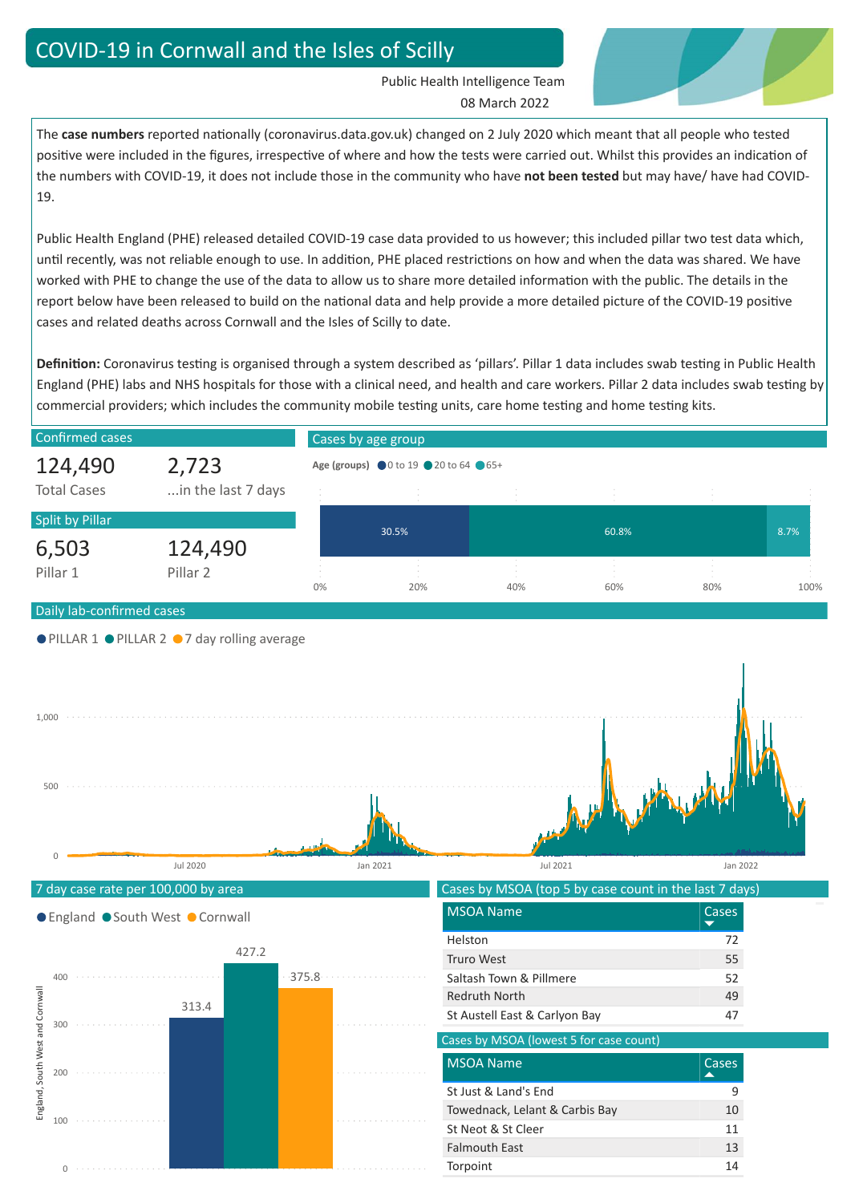# COVID-19 in Cornwall and the Isles of Scilly

Public Health Intelligence Team

08 March 2022

The **case numbers** reported nationally (coronavirus.data.gov.uk) changed on 2 July 2020 which meant that all people who tested positive were included in the figures, irrespective of where and how the tests were carried out. Whilst this provides an indication of the numbers with COVID-19, it does not include those in the community who have **not been tested** but may have/ have had COVID-19.

Public Health England (PHE) released detailed COVID-19 case data provided to us however; this included pillar two test data which, until recently, was not reliable enough to use. In addition, PHE placed restrictions on how and when the data was shared. We have worked with PHE to change the use of the data to allow us to share more detailed information with the public. The details in the report below have been released to build on the national data and help provide a more detailed picture of the COVID-19 positive cases and related deaths across Cornwall and the Isles of Scilly to date.

**Definition:** Coronavirus testing is organised through a system described as 'pillars'. Pillar 1 data includes swab testing in Public Health England (PHE) labs and NHS hospitals for those with a clinical need, and health and care workers. Pillar 2 data includes swab testing by commercial providers; which includes the community mobile testing units, care home testing and home testing kits.

## Confirmed cases

124,490
Total Cases

2,723
...in the last 7 days

## Split by Pillar

6,503
Pillar 1

124,490
Pillar 2

## Cases by age group

Age (groups) 0 to 19, 20 to 64, 65+

30.5%
60.8%
8.7%

0% 20% 40% 60% 80% 100%

## Daily lab-confirmed cases

PILLAR 1, PILLAR 2, 7 day rolling average

0
500
1,000

Jul 2020
Jan 2021
Jul 2021
Jan 2022

## 7 day case rate per 100,000 by area

England, South West, Cornwall

England, South West and Cornwall

0
100
200
300
400

313.4
427.2
375.8

## Cases by MSOA (top 5 by case count in the last 7 days)

| MSOA Name | Cases |
|---|---|
| Helston | 72 |
| Truro West | 55 |
| Saltash Town & Pillmere | 52 |
| Redruth North | 49 |
| St Austell East & Carlyon Bay | 47 |

## Cases by MSOA (lowest 5 for case count)

| MSOA Name | Cases |
|---|---|
| St Just & Land's End | 9 |
| Towednack, Lelant & Carbis Bay | 10 |
| St Neot & St Cleer | 11 |
| Falmouth East | 13 |
| Torpoint | 14 |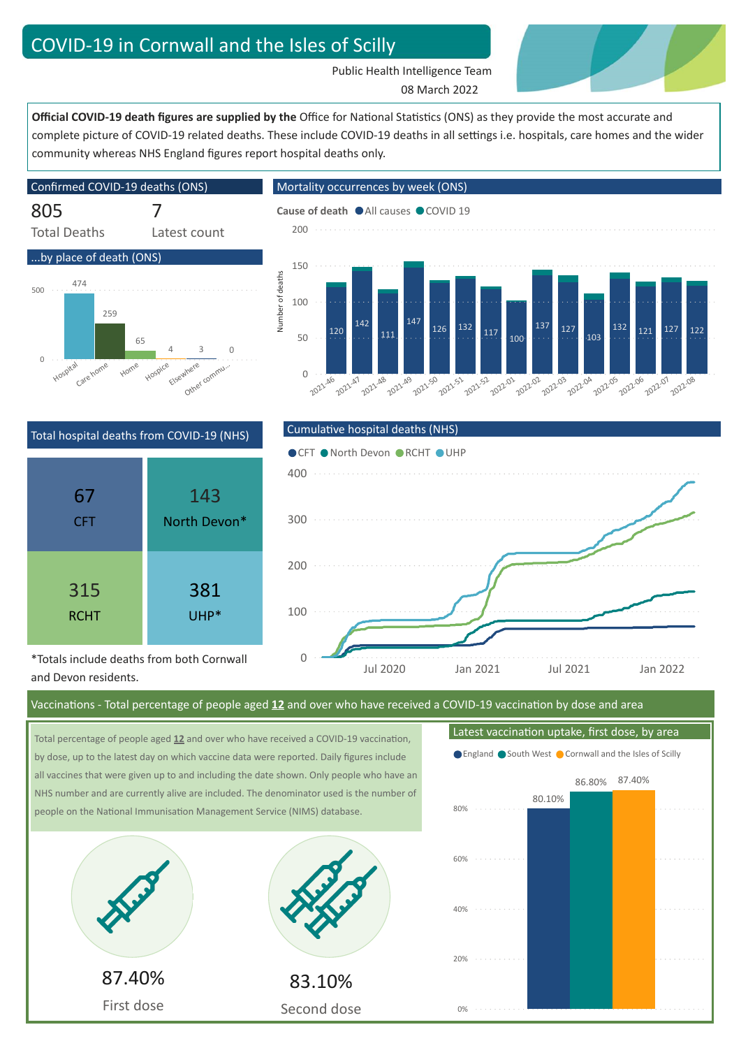# COVID-19 in Cornwall and the Isles of Scilly

Public Health Intelligence Team

08 March 2022

**Official COVID-19 death figures are supplied by the** Office for National Statistics (ONS) as they provide the most accurate and complete picture of COVID-19 related deaths. These include COVID-19 deaths in all settings i.e. hospitals, care homes and the wider community whereas NHS England figures report hospital deaths only.

## Confirmed COVID-19 deaths (ONS)

805
Total Deaths

7
Latest count

## ...by place of death (ONS)

500
0
474
259
65
4
3
0
Hospital
Care home
Home
Hospice
Elsewhere
Other commu...

## Mortality occurrences by week (ONS)

Cause of death ● All causes ● COVID 19

Number of deaths
200
150
100
50
0
120
142
111
147
126
132
117
100
137
127
103
132
121
127
122
2021-46
2021-47
2021-48
2021-49
2021-50
2021-51
2021-52
2022-01
2022-02
2022-03
2022-04
2022-05
2022-06
2022-07
2022-08

## Total hospital deaths from COVID-19 (NHS)

| | |
|---|---|
| 67<br>CFT | 143<br>North Devon* |
| 315<br>RCHT | 381<br>UHP* |

*Totals include deaths from both Cornwall and Devon residents.

## Cumulative hospital deaths (NHS)

● CFT ● North Devon ● RCHT ● UHP

400
300
200
100
0
Jul 2020
Jan 2021
Jul 2021
Jan 2022

## Vaccinations - Total percentage of people aged **12** and over who have received a COVID-19 vaccination by dose and area

Total percentage of people aged **12** and over who have received a COVID-19 vaccination, by dose, up to the latest day on which vaccine data were reported. Daily figures include all vaccines that were given up to and including the date shown. Only people who have an NHS number and are currently alive are included. The denominator used is the number of people on the National Immunisation Management Service (NIMS) database.

87.40%
First dose

83.10%
Second dose

## Latest vaccination uptake, first dose, by area

● England ● South West ● Cornwall and the Isles of Scilly

80.10%
86.80%
87.40%
80%
60%
40%
20%
0%